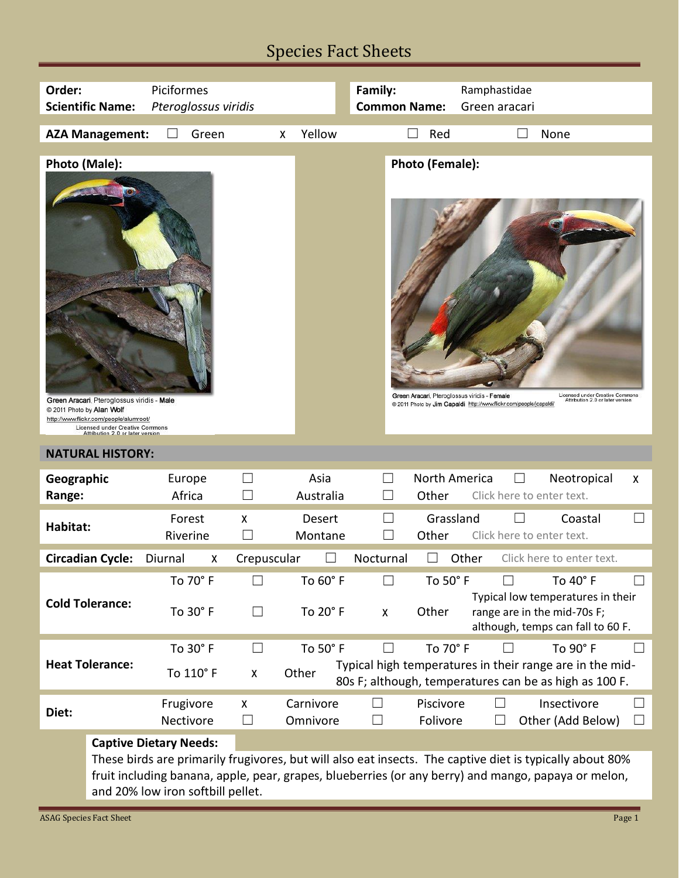# Species Fact Sheets

| | | | |
|---|---|---|---|
| **Order:** | Piciformes | **Family:** | Ramphastidae |
| **Scientific Name:** | *Pteroglossus viridis* | **Common Name:** | Green aracari |

**AZA Management:** ☐ Green x Yellow ☐ Red ☐ None

**Photo (Male):**

Green Aracari, Pteroglossus viridis - Male
© 2011 Photo by Alan Wolf
http://www.flickr.com/people/alumroot/
Licensed under Creative Commons Attribution 2.0 or later version

**Photo (Female):**

Green Aracari, Pteroglossus viridis - Female
© 2011 Photo by Jim Capaldi http://www.flickr.com/people/jcapaldi/
Licensed under Creative Commons Attribution 2.0 or later version

## NATURAL HISTORY:

| | | | | | | | | |
|---|---|---|---|---|---|---|---|---|
| **Geographic Range:** | Europe | ☐ | Asia | ☐ | North America | ☐ | Neotropical | x |
| | Africa | ☐ | Australia | ☐ | Other | Click here to enter text. | | |
| **Habitat:** | Forest | x | Desert | ☐ | Grassland | ☐ | Coastal | ☐ |
| | Riverine | ☐ | Montane | ☐ | Other | Click here to enter text. | | |
| **Circadian Cycle:** | Diurnal | x | Crepuscular | ☐ | Nocturnal | ☐ | Other | Click here to enter text. |
| **Cold Tolerance:** | To 70° F | ☐ | To 60° F | ☐ | To 50° F | ☐ | To 40° F | ☐ |
| | To 30° F | ☐ | To 20° F | x | Other | Typical low temperatures in their range are in the mid-70s F; although, temps can fall to 60 F. | | |
| **Heat Tolerance:** | To 30° F | ☐ | To 50° F | ☐ | To 70° F | ☐ | To 90° F | ☐ |
| | To 110° F | x | Other | Typical high temperatures in their range are in the mid-80s F; although, temperatures can be as high as 100 F. | | | | |
| **Diet:** | Frugivore | x | Carnivore | ☐ | Piscivore | ☐ | Insectivore | ☐ |
| | Nectivore | ☐ | Omnivore | ☐ | Folivore | ☐ | Other (Add Below) | ☐ |

**Captive Dietary Needs:**

These birds are primarily frugivores, but will also eat insects. The captive diet is typically about 80% fruit including banana, apple, pear, grapes, blueberries (or any berry) and mango, papaya or melon, and 20% low iron softbill pellet.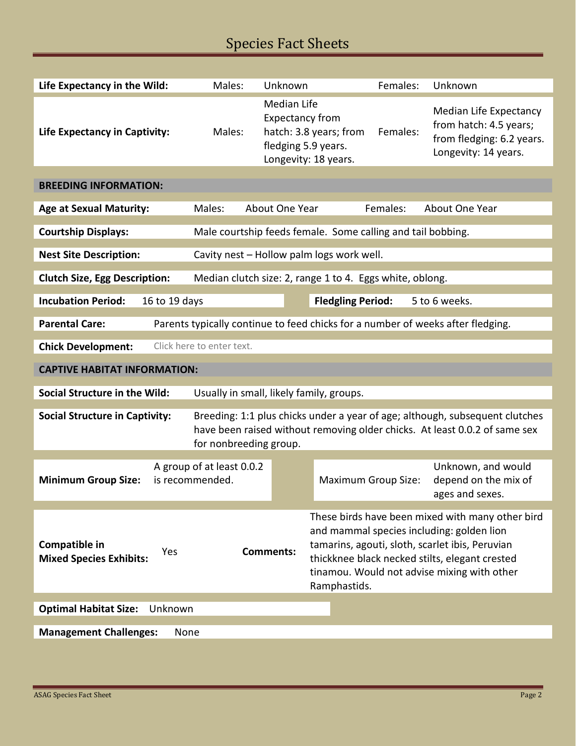| | | | | |
|---|---|---|---|---|
| **Life Expectancy in the Wild:** | Males: | Unknown | Females: | Unknown |
| **Life Expectancy in Captivity:** | Males: | Median Life Expectancy from hatch: 3.8 years; from fledging 5.9 years. Longevity: 18 years. | Females: | Median Life Expectancy from hatch: 4.5 years; from fledging: 6.2 years. Longevity: 14 years. |

## BREEDING INFORMATION:

**Age at Sexual Maturity:** Males: About One Year Females: About One Year

**Courtship Displays:** Male courtship feeds female. Some calling and tail bobbing.

**Nest Site Description:** Cavity nest – Hollow palm logs work well.

**Clutch Size, Egg Description:** Median clutch size: 2, range 1 to 4. Eggs white, oblong.

**Incubation Period:** 16 to 19 days **Fledgling Period:** 5 to 6 weeks.

**Parental Care:** Parents typically continue to feed chicks for a number of weeks after fledging.

**Chick Development:** Click here to enter text.

## CAPTIVE HABITAT INFORMATION:

**Social Structure in the Wild:** Usually in small, likely family, groups.

**Social Structure in Captivity:** Breeding: 1:1 plus chicks under a year of age; although, subsequent clutches have been raised without removing older chicks. At least 0.0.2 of same sex for nonbreeding group.

**Minimum Group Size:** A group of at least 0.0.2 is recommended. Maximum Group Size: Unknown, and would depend on the mix of ages and sexes.

**Compatible in Mixed Species Exhibits:** Yes **Comments:** These birds have been mixed with many other bird and mammal species including: golden lion tamarins, agouti, sloth, scarlet ibis, Peruvian thickknee black necked stilts, elegant crested tinamou. Would not advise mixing with other Ramphastids.

**Optimal Habitat Size:** Unknown

**Management Challenges:** None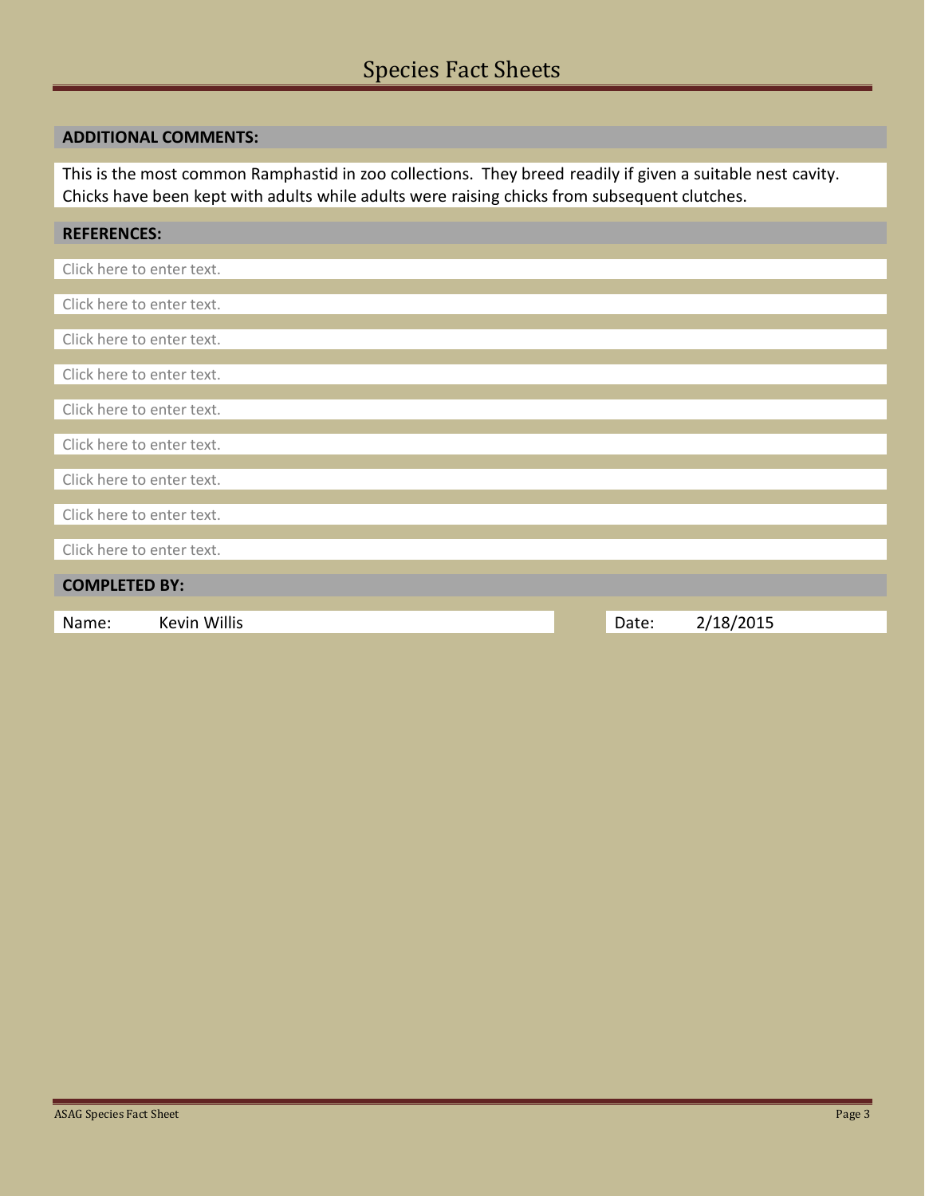## ADDITIONAL COMMENTS:

This is the most common Ramphastid in zoo collections. They breed readily if given a suitable nest cavity. Chicks have been kept with adults while adults were raising chicks from subsequent clutches.

## REFERENCES:

Click here to enter text.

Click here to enter text.

Click here to enter text.

Click here to enter text.

Click here to enter text.

Click here to enter text.

Click here to enter text.

Click here to enter text.

Click here to enter text.

## COMPLETED BY:

Name: Kevin Willis

Date: 2/18/2015